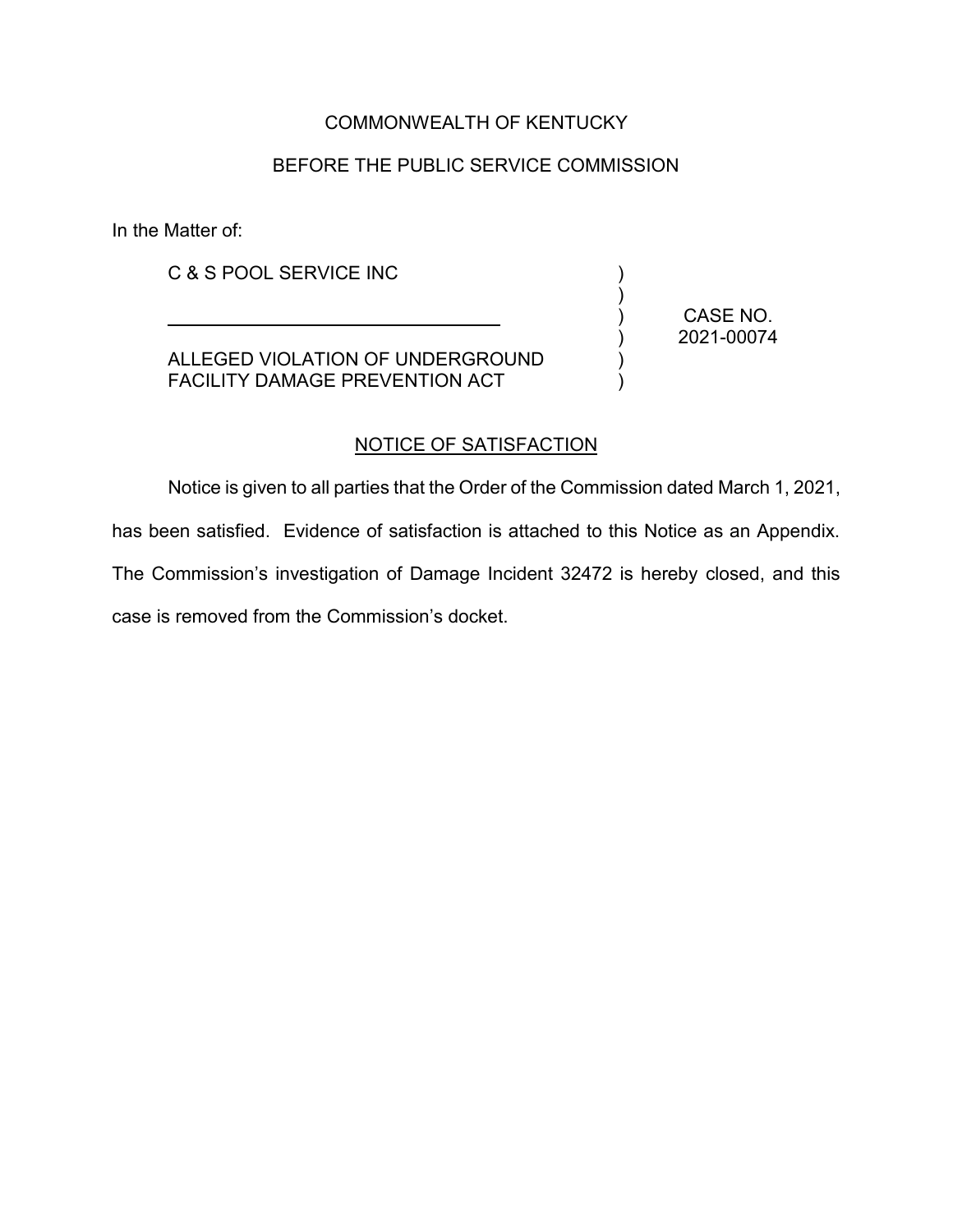COMMONWEALTH OF KENTUCKY

BEFORE THE PUBLIC SERVICE COMMISSION

In the Matter of:

| | | |
|---|---|---|
| C & S POOL SERVICE INC | ) | |
| | ) | |
| ______________________________ | ) | CASE NO. |
| | ) | 2021-00074 |
| ALLEGED VIOLATION OF UNDERGROUND | ) | |
| FACILITY DAMAGE PREVENTION ACT | ) | |

## NOTICE OF SATISFACTION

Notice is given to all parties that the Order of the Commission dated March 1, 2021, has been satisfied. Evidence of satisfaction is attached to this Notice as an Appendix. The Commission's investigation of Damage Incident 32472 is hereby closed, and this case is removed from the Commission's docket.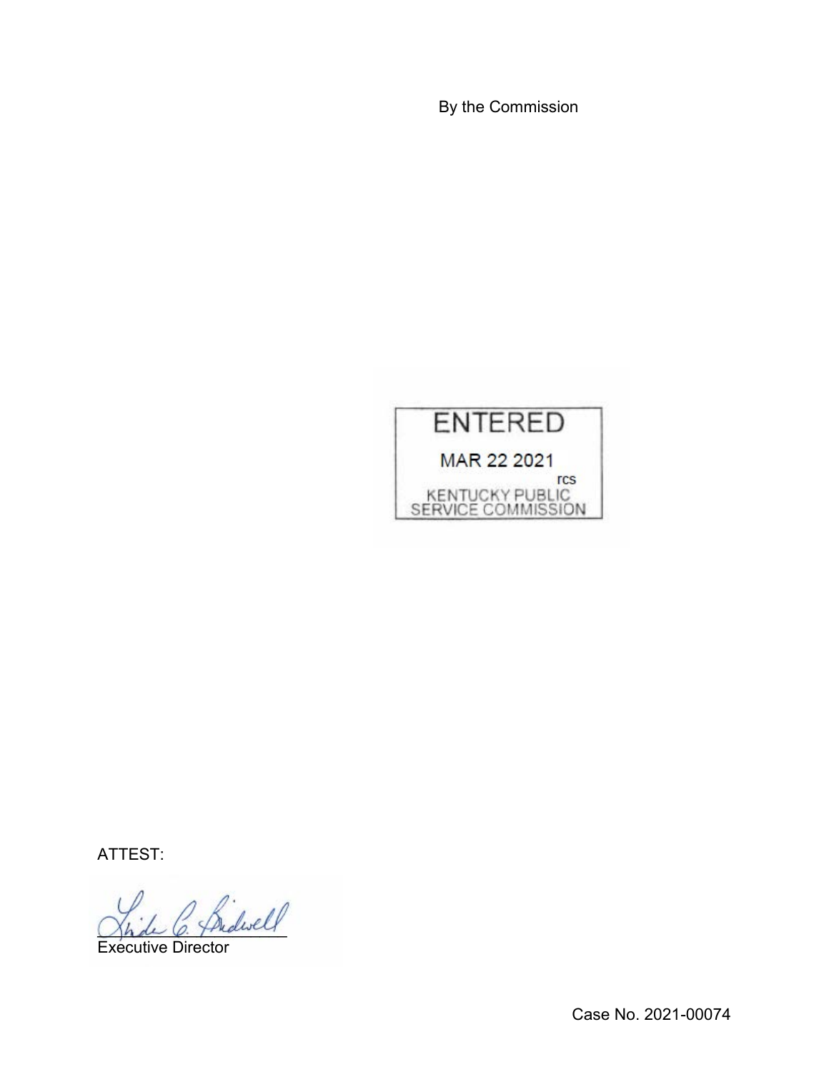By the Commission

ENTERED

MAR 22 2021

rcs

KENTUCKY PUBLIC SERVICE COMMISSION

ATTEST:

Executive Director

Case No. 2021-00074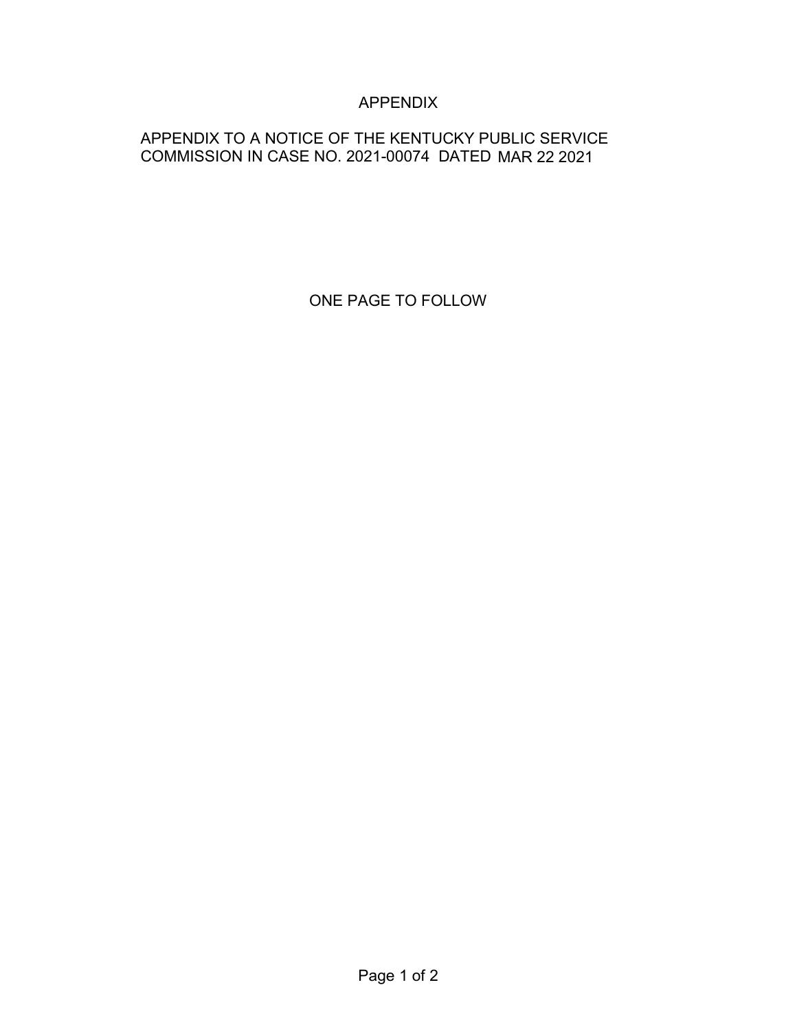# APPENDIX

APPENDIX TO A NOTICE OF THE KENTUCKY PUBLIC SERVICE COMMISSION IN CASE NO. 2021-00074 DATED MAR 22 2021

ONE PAGE TO FOLLOW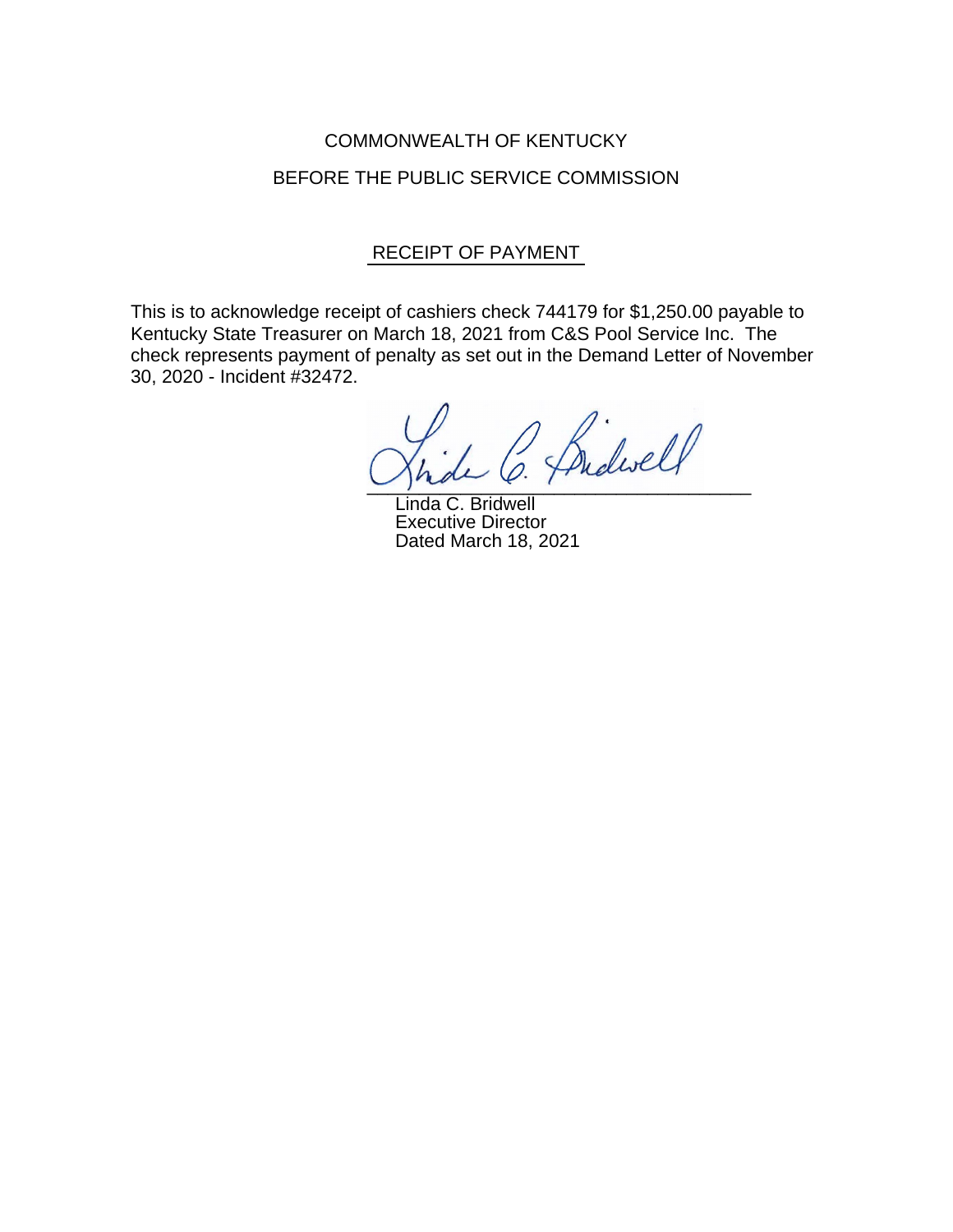COMMONWEALTH OF KENTUCKY

BEFORE THE PUBLIC SERVICE COMMISSION

## RECEIPT OF PAYMENT

This is to acknowledge receipt of cashiers check 744179 for $1,250.00 payable to Kentucky State Treasurer on March 18, 2021 from C&S Pool Service Inc. The check represents payment of penalty as set out in the Demand Letter of November 30, 2020 - Incident #32472.

Linda C. Bridwell
Executive Director
Dated March 18, 2021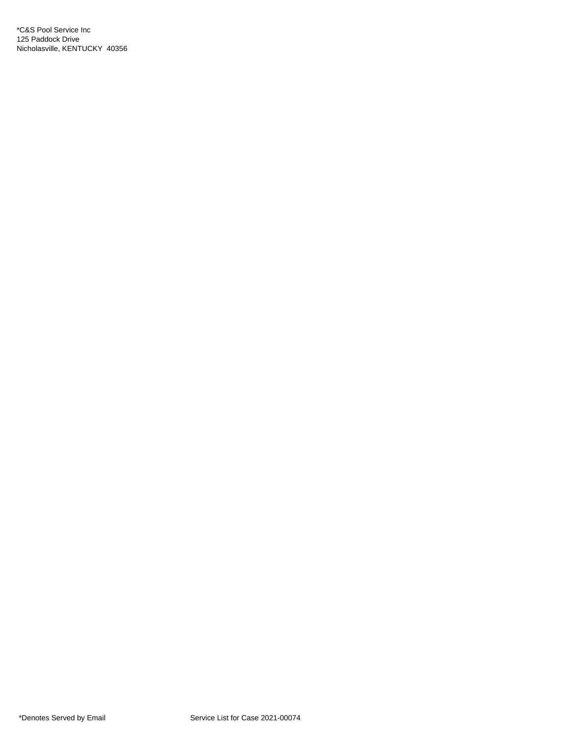*C&S Pool Service Inc
125 Paddock Drive
Nicholasville, KENTUCKY  40356